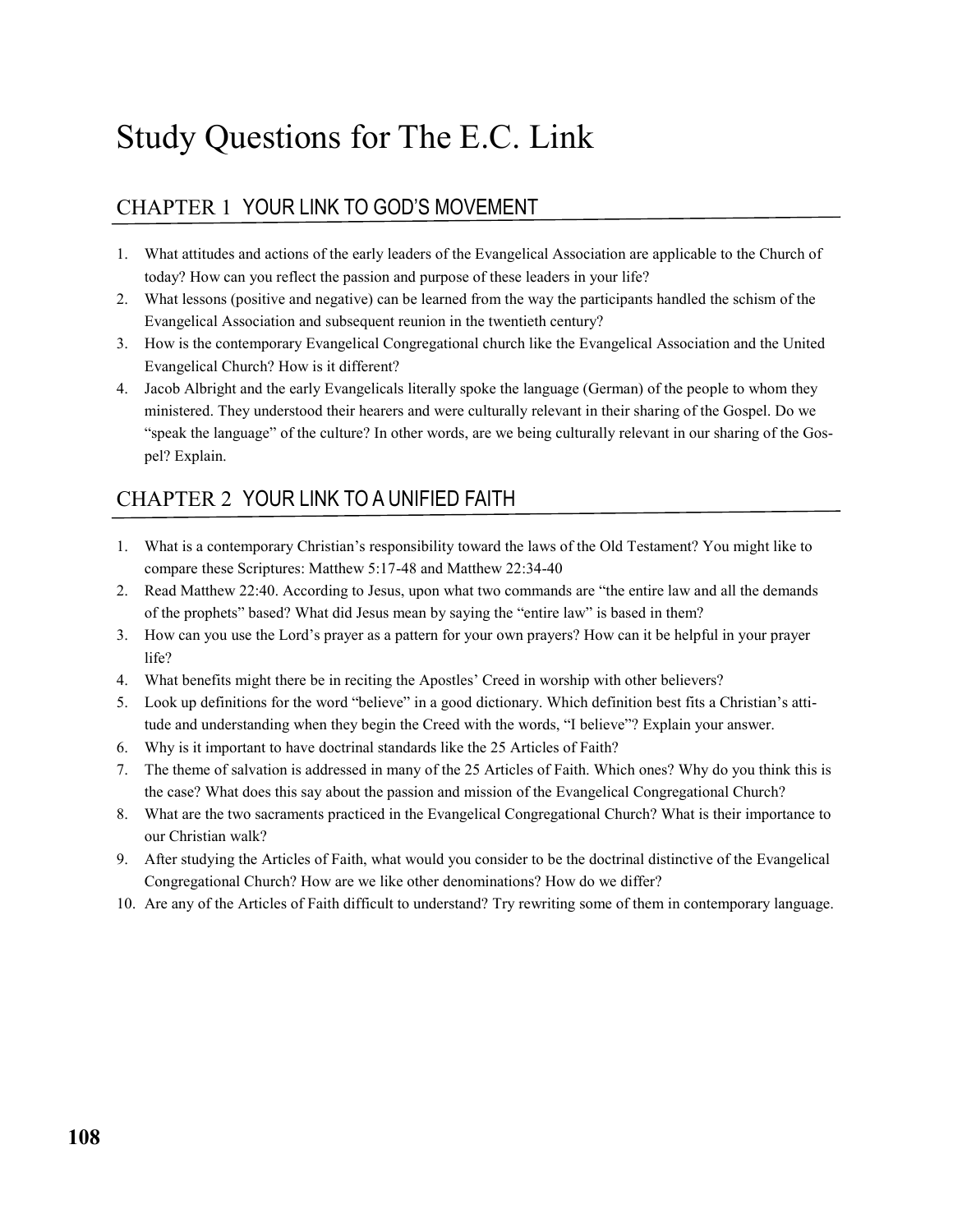# Study Questions for The E.C. Link

## CHAPTER 1 YOUR LINK TO GOD'S MOVEMENT

1. What attitudes and actions of the early leaders of the Evangelical Association are applicable to the Church of today? How can you reflect the passion and purpose of these leaders in your life?
2. What lessons (positive and negative) can be learned from the way the participants handled the schism of the Evangelical Association and subsequent reunion in the twentieth century?
3. How is the contemporary Evangelical Congregational church like the Evangelical Association and the United Evangelical Church? How is it different?
4. Jacob Albright and the early Evangelicals literally spoke the language (German) of the people to whom they ministered. They understood their hearers and were culturally relevant in their sharing of the Gospel. Do we "speak the language" of the culture? In other words, are we being culturally relevant in our sharing of the Gospel? Explain.

## CHAPTER 2 YOUR LINK TO A UNIFIED FAITH

1. What is a contemporary Christian's responsibility toward the laws of the Old Testament? You might like to compare these Scriptures: Matthew 5:17-48 and Matthew 22:34-40
2. Read Matthew 22:40. According to Jesus, upon what two commands are "the entire law and all the demands of the prophets" based? What did Jesus mean by saying the "entire law" is based in them?
3. How can you use the Lord's prayer as a pattern for your own prayers? How can it be helpful in your prayer life?
4. What benefits might there be in reciting the Apostles' Creed in worship with other believers?
5. Look up definitions for the word "believe" in a good dictionary. Which definition best fits a Christian's attitude and understanding when they begin the Creed with the words, "I believe"? Explain your answer.
6. Why is it important to have doctrinal standards like the 25 Articles of Faith?
7. The theme of salvation is addressed in many of the 25 Articles of Faith. Which ones? Why do you think this is the case? What does this say about the passion and mission of the Evangelical Congregational Church?
8. What are the two sacraments practiced in the Evangelical Congregational Church? What is their importance to our Christian walk?
9. After studying the Articles of Faith, what would you consider to be the doctrinal distinctive of the Evangelical Congregational Church? How are we like other denominations? How do we differ?
10. Are any of the Articles of Faith difficult to understand? Try rewriting some of them in contemporary language.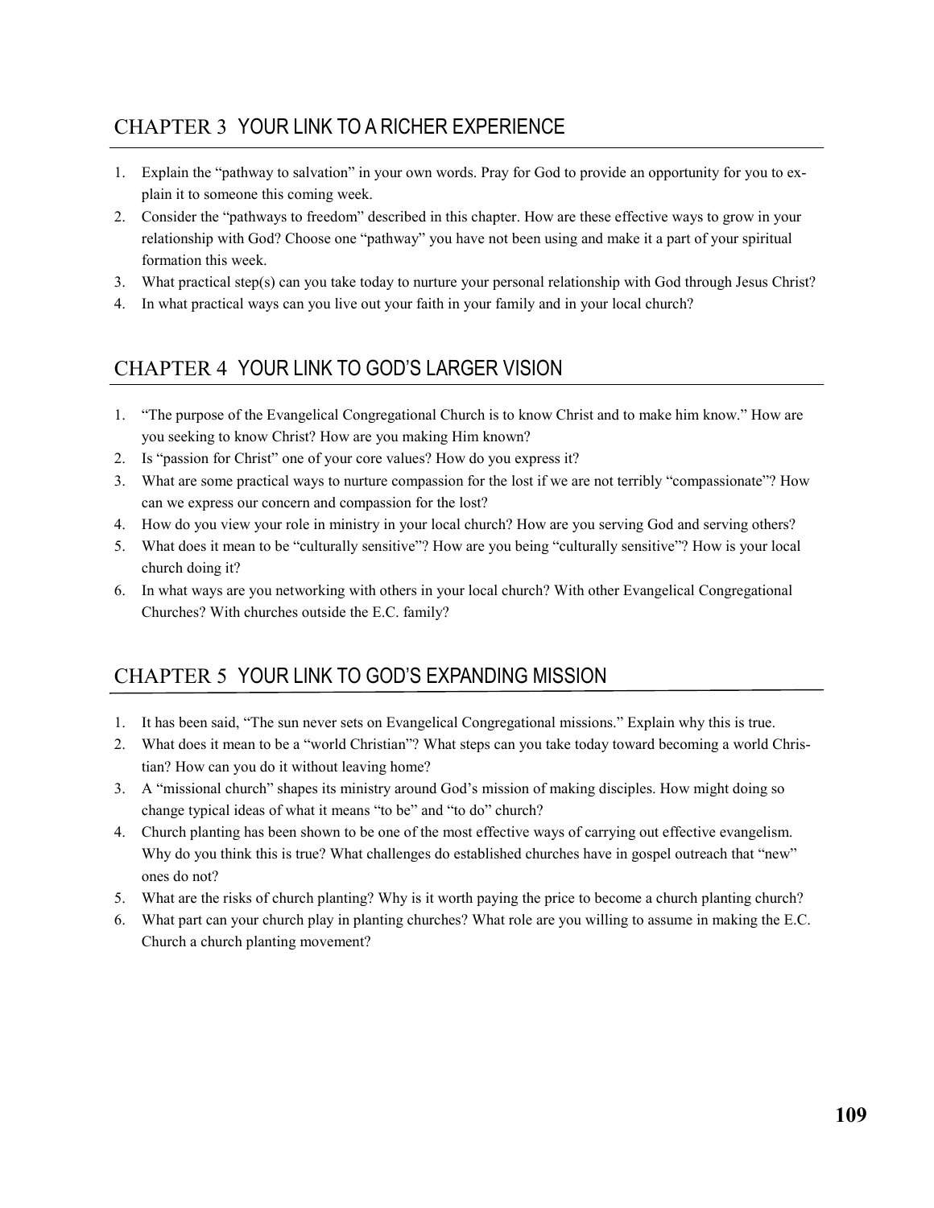## CHAPTER 3 YOUR LINK TO A RICHER EXPERIENCE

1. Explain the "pathway to salvation" in your own words. Pray for God to provide an opportunity for you to explain it to someone this coming week.
2. Consider the "pathways to freedom" described in this chapter. How are these effective ways to grow in your relationship with God? Choose one "pathway" you have not been using and make it a part of your spiritual formation this week.
3. What practical step(s) can you take today to nurture your personal relationship with God through Jesus Christ?
4. In what practical ways can you live out your faith in your family and in your local church?

## CHAPTER 4 YOUR LINK TO GOD'S LARGER VISION

1. "The purpose of the Evangelical Congregational Church is to know Christ and to make him know." How are you seeking to know Christ? How are you making Him known?
2. Is "passion for Christ" one of your core values? How do you express it?
3. What are some practical ways to nurture compassion for the lost if we are not terribly "compassionate"? How can we express our concern and compassion for the lost?
4. How do you view your role in ministry in your local church? How are you serving God and serving others?
5. What does it mean to be "culturally sensitive"? How are you being "culturally sensitive"? How is your local church doing it?
6. In what ways are you networking with others in your local church? With other Evangelical Congregational Churches? With churches outside the E.C. family?

## CHAPTER 5 YOUR LINK TO GOD'S EXPANDING MISSION

1. It has been said, "The sun never sets on Evangelical Congregational missions." Explain why this is true.
2. What does it mean to be a "world Christian"? What steps can you take today toward becoming a world Christian? How can you do it without leaving home?
3. A "missional church" shapes its ministry around God's mission of making disciples. How might doing so change typical ideas of what it means "to be" and "to do" church?
4. Church planting has been shown to be one of the most effective ways of carrying out effective evangelism. Why do you think this is true? What challenges do established churches have in gospel outreach that "new" ones do not?
5. What are the risks of church planting? Why is it worth paying the price to become a church planting church?
6. What part can your church play in planting churches? What role are you willing to assume in making the E.C. Church a church planting movement?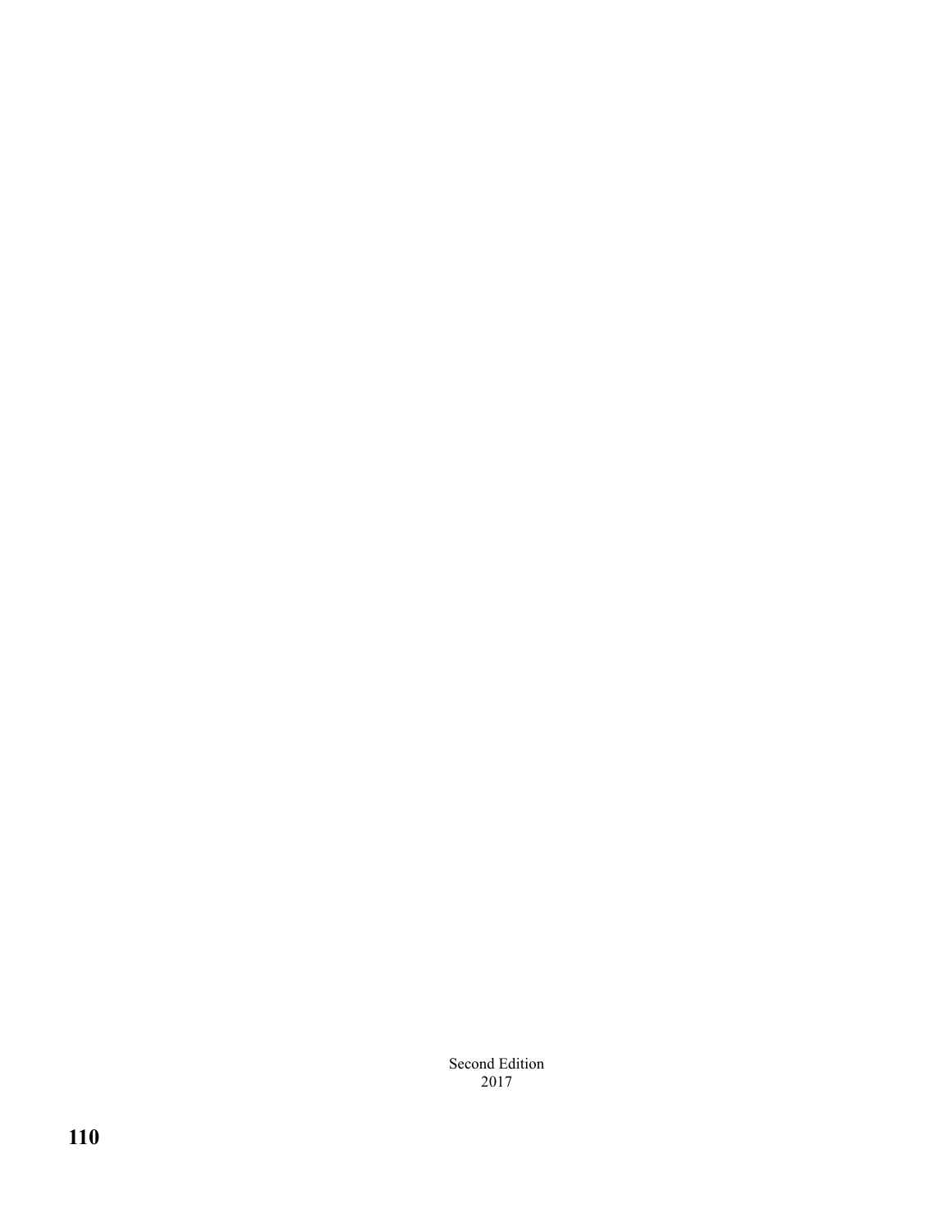Second Edition
2017